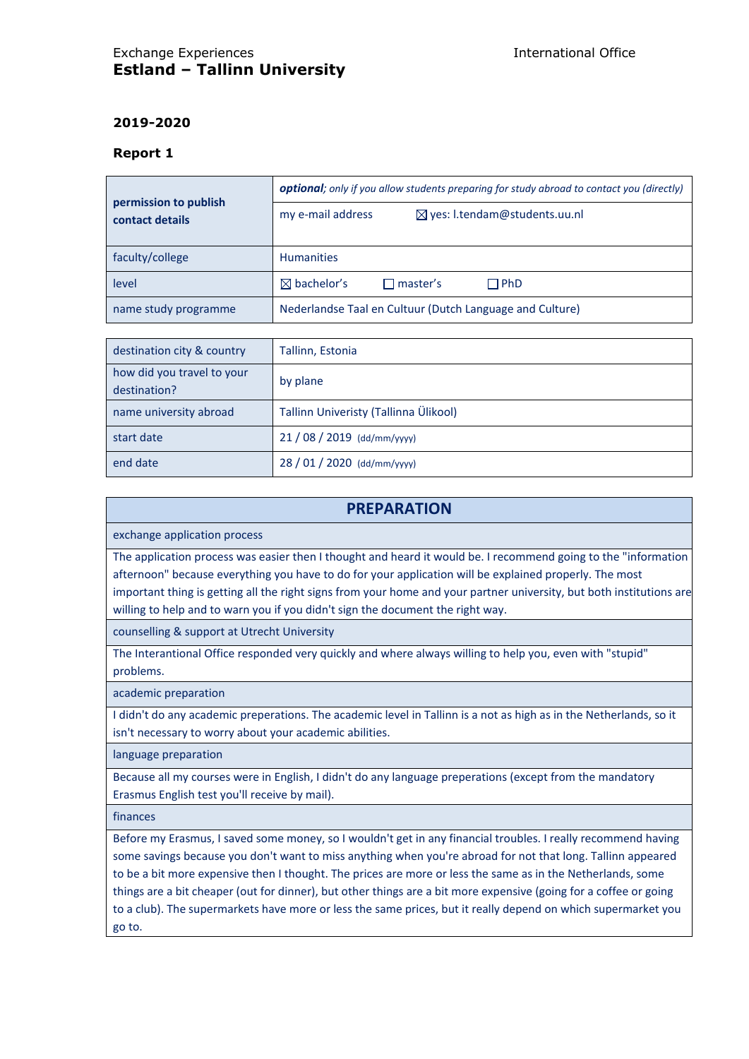Exchange Experiences

International Office

# Estland – Tallinn University

## 2019-2020

### Report 1

| permission to publish contact details | ***optional****; only if you allow students preparing for study abroad to contact you (directly)* |
|---|---|
| | my e-mail address ☒ yes: l.tendam@students.uu.nl |
| faculty/college | Humanities |
| level | ☒ bachelor's ☐ master's ☐ PhD |
| name study programme | Nederlandse Taal en Cultuur (Dutch Language and Culture) |

| destination city & country | Tallinn, Estonia |
|---|---|
| how did you travel to your destination? | by plane |
| name university abroad | Tallinn Univeristy (Tallinna Ülikool) |
| start date | 21 / 08 / 2019 (dd/mm/yyyy) |
| end date | 28 / 01 / 2020 (dd/mm/yyyy) |

## PREPARATION

**exchange application process**

The application process was easier then I thought and heard it would be. I recommend going to the "information afternoon" because everything you have to do for your application will be explained properly. The most important thing is getting all the right signs from your home and your partner university, but both institutions are willing to help and to warn you if you didn't sign the document the right way.

**counselling & support at Utrecht University**

The Interantional Office responded very quickly and where always willing to help you, even with "stupid" problems.

**academic preparation**

I didn't do any academic preperations. The academic level in Tallinn is a not as high as in the Netherlands, so it isn't necessary to worry about your academic abilities.

**language preparation**

Because all my courses were in English, I didn't do any language preperations (except from the mandatory Erasmus English test you'll receive by mail).

**finances**

Before my Erasmus, I saved some money, so I wouldn't get in any financial troubles. I really recommend having some savings because you don't want to miss anything when you're abroad for not that long. Tallinn appeared to be a bit more expensive then I thought. The prices are more or less the same as in the Netherlands, some things are a bit cheaper (out for dinner), but other things are a bit more expensive (going for a coffee or going to a club). The supermarkets have more or less the same prices, but it really depend on which supermarket you go to.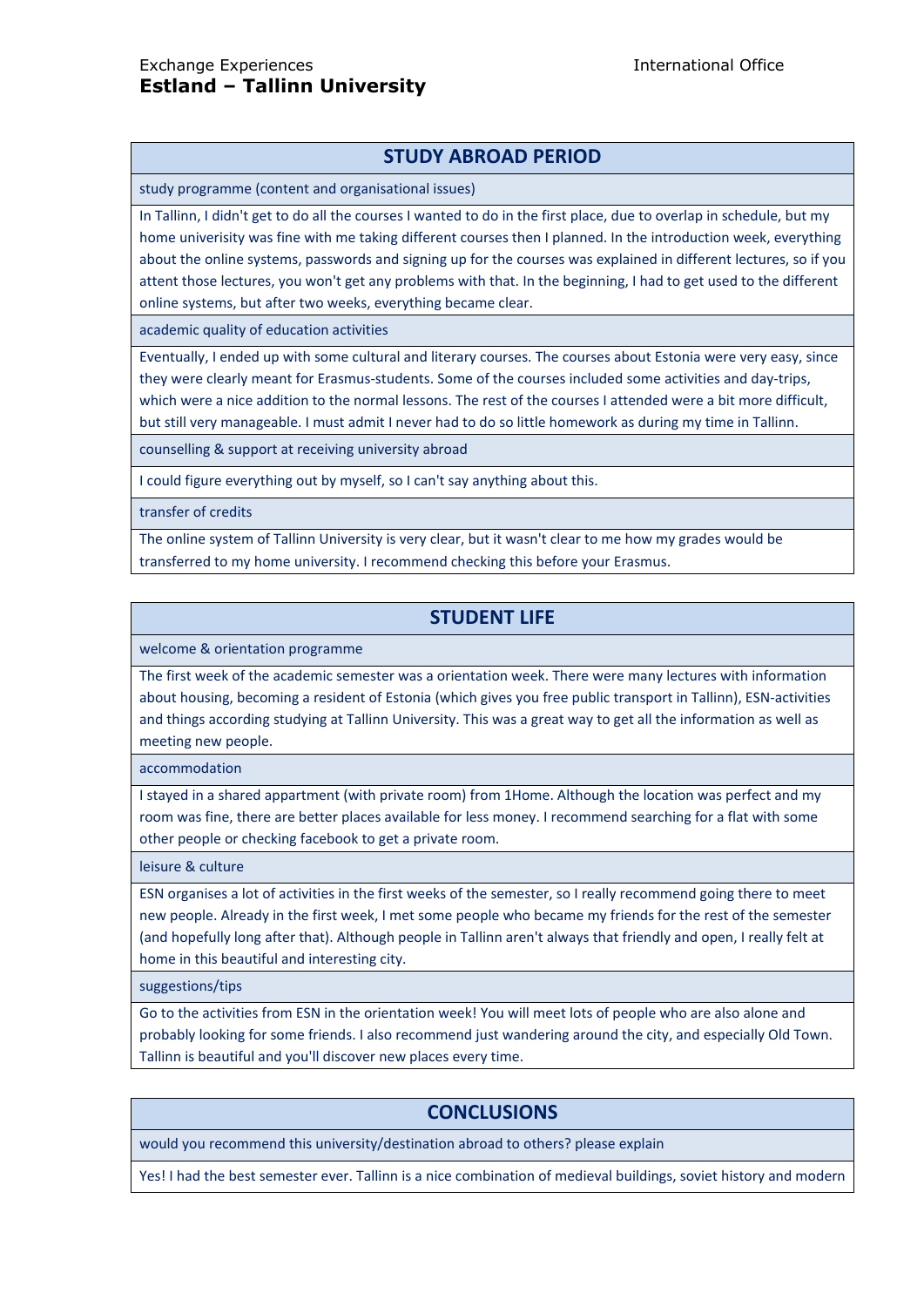## STUDY ABROAD PERIOD

**study programme (content and organisational issues)**

In Tallinn, I didn't get to do all the courses I wanted to do in the first place, due to overlap in schedule, but my home univerisity was fine with me taking different courses then I planned. In the introduction week, everything about the online systems, passwords and signing up for the courses was explained in different lectures, so if you attent those lectures, you won't get any problems with that. In the beginning, I had to get used to the different online systems, but after two weeks, everything became clear.

**academic quality of education activities**

Eventually, I ended up with some cultural and literary courses. The courses about Estonia were very easy, since they were clearly meant for Erasmus-students. Some of the courses included some activities and day-trips, which were a nice addition to the normal lessons. The rest of the courses I attended were a bit more difficult, but still very manageable. I must admit I never had to do so little homework as during my time in Tallinn.

**counselling & support at receiving university abroad**

I could figure everything out by myself, so I can't say anything about this.

**transfer of credits**

The online system of Tallinn University is very clear, but it wasn't clear to me how my grades would be transferred to my home university. I recommend checking this before your Erasmus.

## STUDENT LIFE

**welcome & orientation programme**

The first week of the academic semester was a orientation week. There were many lectures with information about housing, becoming a resident of Estonia (which gives you free public transport in Tallinn), ESN-activities and things according studying at Tallinn University. This was a great way to get all the information as well as meeting new people.

**accommodation**

I stayed in a shared appartment (with private room) from 1Home. Although the location was perfect and my room was fine, there are better places available for less money. I recommend searching for a flat with some other people or checking facebook to get a private room.

**leisure & culture**

ESN organises a lot of activities in the first weeks of the semester, so I really recommend going there to meet new people. Already in the first week, I met some people who became my friends for the rest of the semester (and hopefully long after that). Although people in Tallinn aren't always that friendly and open, I really felt at home in this beautiful and interesting city.

**suggestions/tips**

Go to the activities from ESN in the orientation week! You will meet lots of people who are also alone and probably looking for some friends. I also recommend just wandering around the city, and especially Old Town. Tallinn is beautiful and you'll discover new places every time.

## CONCLUSIONS

**would you recommend this university/destination abroad to others? please explain**

Yes! I had the best semester ever. Tallinn is a nice combination of medieval buildings, soviet history and modern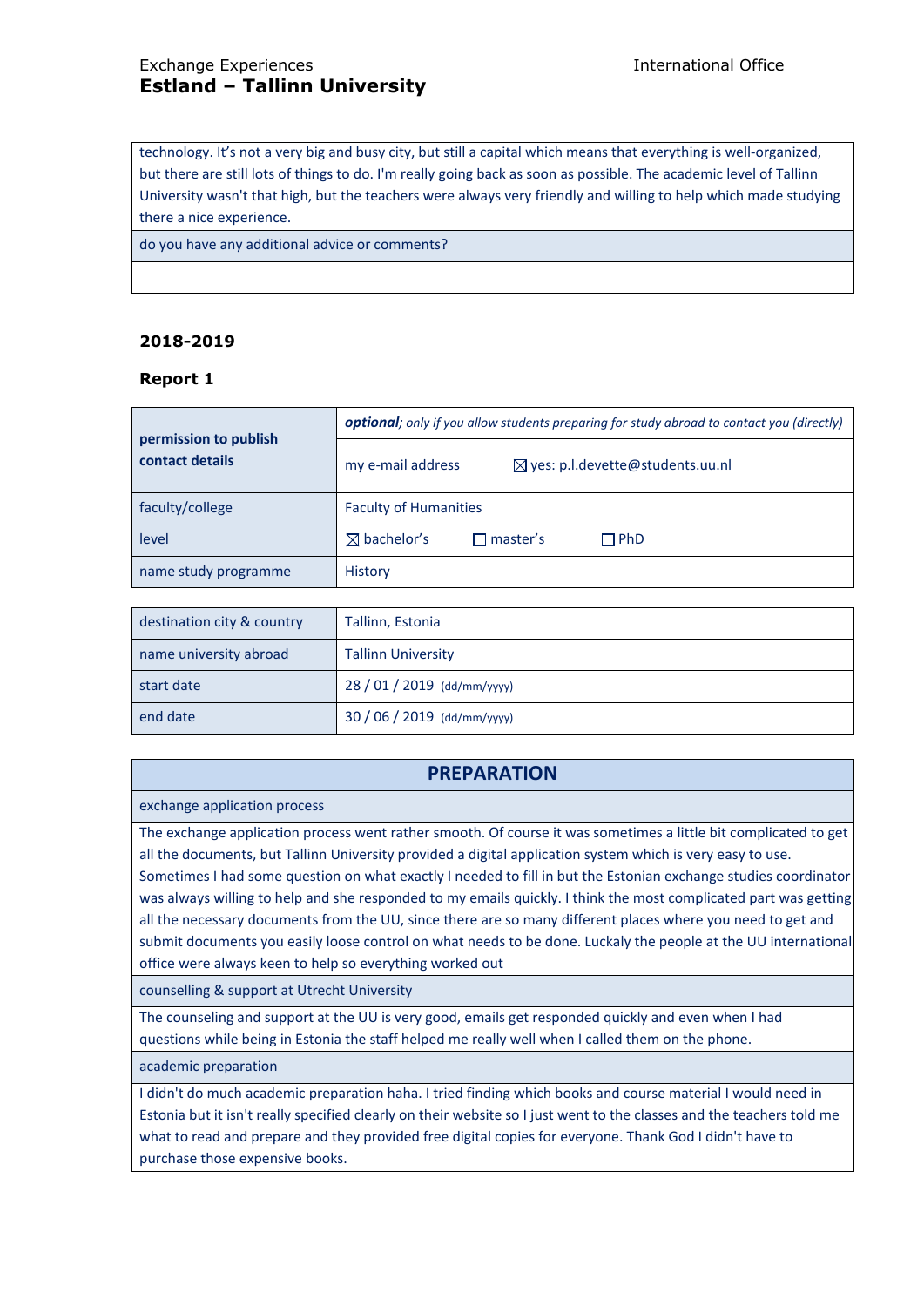| technology. It's not a very big and busy city, but still a capital which means that everything is well-organized, but there are still lots of things to do. I'm really going back as soon as possible. The academic level of Tallinn University wasn't that high, but the teachers were always very friendly and willing to help which made studying there a nice experience. |
|---|
| do you have any additional advice or comments? |
| |

### 2018-2019

### Report 1

| permission to publish contact details | ***optional**; only if you allow students preparing for study abroad to contact you (directly)* |
|---|---|
| | my e-mail address ☒ yes: p.l.devette@students.uu.nl |
| faculty/college | Faculty of Humanities |
| level | ☒ bachelor's ☐ master's ☐ PhD |
| name study programme | History |

| destination city & country | Tallinn, Estonia |
|---|---|
| name university abroad | Tallinn University |
| start date | 28 / 01 / 2019 (dd/mm/yyyy) |
| end date | 30 / 06 / 2019 (dd/mm/yyyy) |

| **PREPARATION** |
|---|
| exchange application process |
| The exchange application process went rather smooth. Of course it was sometimes a little bit complicated to get all the documents, but Tallinn University provided a digital application system which is very easy to use. Sometimes I had some question on what exactly I needed to fill in but the Estonian exchange studies coordinator was always willing to help and she responded to my emails quickly. I think the most complicated part was getting all the necessary documents from the UU, since there are so many different places where you need to get and submit documents you easily loose control on what needs to be done. Luckaly the people at the UU international office were always keen to help so everything worked out |
| counselling & support at Utrecht University |
| The counseling and support at the UU is very good, emails get responded quickly and even when I had questions while being in Estonia the staff helped me really well when I called them on the phone. |
| academic preparation |
| I didn't do much academic preparation haha. I tried finding which books and course material I would need in Estonia but it isn't really specified clearly on their website so I just went to the classes and the teachers told me what to read and prepare and they provided free digital copies for everyone. Thank God I didn't have to purchase those expensive books. |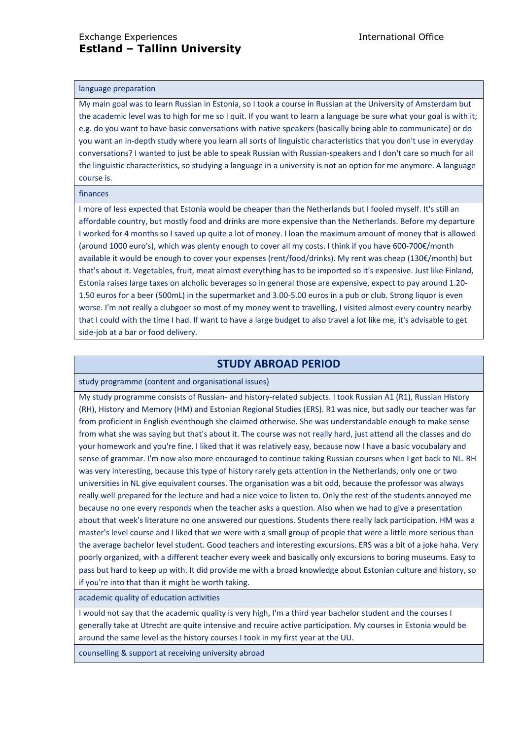### language preparation

My main goal was to learn Russian in Estonia, so I took a course in Russian at the University of Amsterdam but the academic level was to high for me so I quit. If you want to learn a language be sure what your goal is with it; e.g. do you want to have basic conversations with native speakers (basically being able to communicate) or do you want an in-depth study where you learn all sorts of linguistic characteristics that you don't use in everyday conversations? I wanted to just be able to speak Russian with Russian-speakers and I don't care so much for all the linguistic characteristics, so studying a language in a university is not an option for me anymore. A language course is.

### finances

I more of less expected that Estonia would be cheaper than the Netherlands but I fooled myself. It's still an affordable country, but mostly food and drinks are more expensive than the Netherlands. Before my departure I worked for 4 months so I saved up quite a lot of money. I loan the maximum amount of money that is allowed (around 1000 euro's), which was plenty enough to cover all my costs. I think if you have 600-700€/month available it would be enough to cover your expenses (rent/food/drinks). My rent was cheap (130€/month) but that's about it. Vegetables, fruit, meat almost everything has to be imported so it's expensive. Just like Finland, Estonia raises large taxes on alcholic beverages so in general those are expensive, expect to pay around 1.20-1.50 euros for a beer (500mL) in the supermarket and 3.00-5.00 euros in a pub or club. Strong liquor is even worse. I'm not really a clubgoer so most of my money went to travelling, I visited almost every country nearby that I could with the time I had. If want to have a large budget to also travel a lot like me, it's advisable to get side-job at a bar or food delivery.

## STUDY ABROAD PERIOD

### study programme (content and organisational issues)

My study programme consists of Russian- and history-related subjects. I took Russian A1 (R1), Russian History (RH), History and Memory (HM) and Estonian Regional Studies (ERS). R1 was nice, but sadly our teacher was far from proficient in English eventhough she claimed otherwise. She was understandable enough to make sense from what she was saying but that's about it. The course was not really hard, just attend all the classes and do your homework and you're fine. I liked that it was relatively easy, because now I have a basic vocubalary and sense of grammar. I'm now also more encouraged to continue taking Russian courses when I get back to NL. RH was very interesting, because this type of history rarely gets attention in the Netherlands, only one or two universities in NL give equivalent courses. The organisation was a bit odd, because the professor was always really well prepared for the lecture and had a nice voice to listen to. Only the rest of the students annoyed me because no one every responds when the teacher asks a question. Also when we had to give a presentation about that week's literature no one answered our questions. Students there really lack participation. HM was a master's level course and I liked that we were with a small group of people that were a little more serious than the average bachelor level student. Good teachers and interesting excursions. ERS was a bit of a joke haha. Very poorly organized, with a different teacher every week and basically only excursions to boring museums. Easy to pass but hard to keep up with. It did provide me with a broad knowledge about Estonian culture and history, so if you're into that than it might be worth taking.

### academic quality of education activities

I would not say that the academic quality is very high, I'm a third year bachelor student and the courses I generally take at Utrecht are quite intensive and recuire active participation. My courses in Estonia would be around the same level as the history courses I took in my first year at the UU.

### counselling & support at receiving university abroad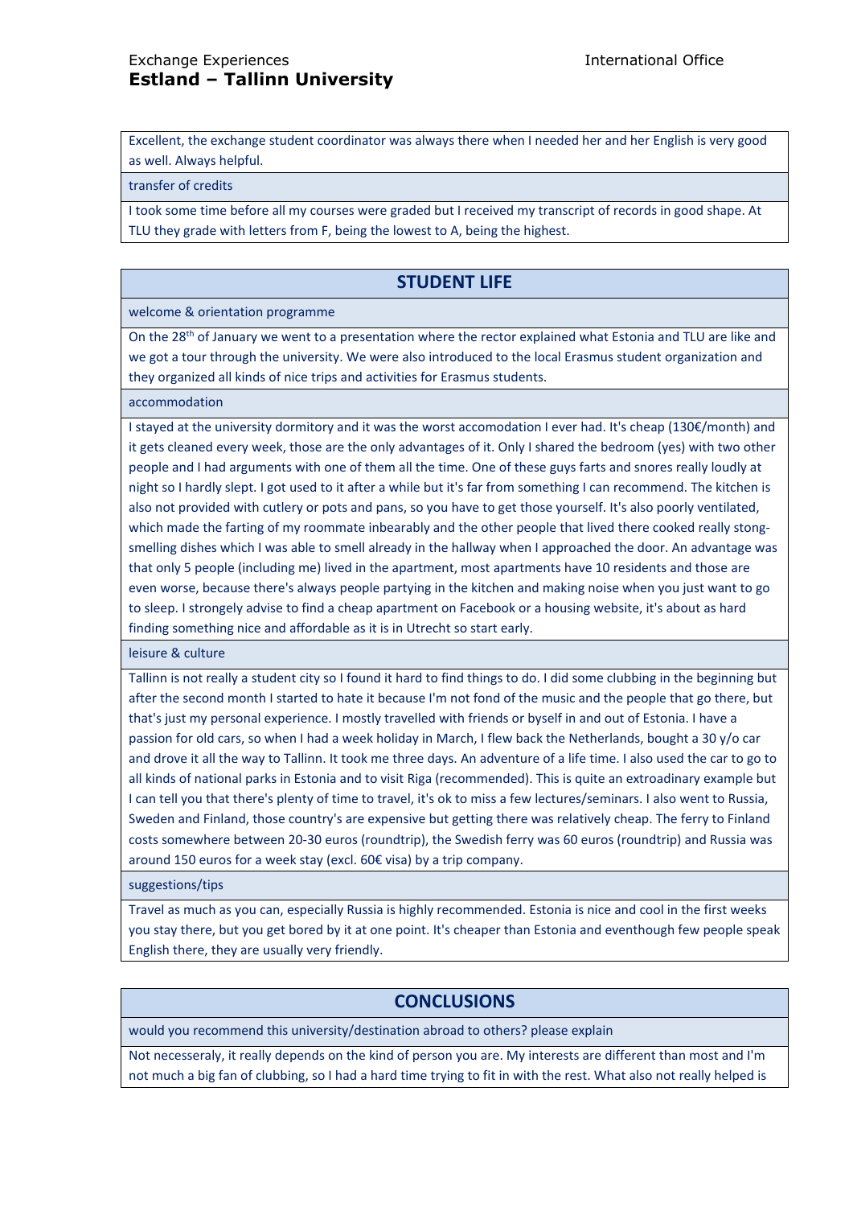Excellent, the exchange student coordinator was always there when I needed her and her English is very good as well. Always helpful.

transfer of credits

I took some time before all my courses were graded but I received my transcript of records in good shape. At TLU they grade with letters from F, being the lowest to A, being the highest.

## STUDENT LIFE

welcome & orientation programme

On the 28th of January we went to a presentation where the rector explained what Estonia and TLU are like and we got a tour through the university. We were also introduced to the local Erasmus student organization and they organized all kinds of nice trips and activities for Erasmus students.

accommodation

I stayed at the university dormitory and it was the worst accomodation I ever had. It's cheap (130€/month) and it gets cleaned every week, those are the only advantages of it. Only I shared the bedroom (yes) with two other people and I had arguments with one of them all the time. One of these guys farts and snores really loudly at night so I hardly slept. I got used to it after a while but it's far from something I can recommend. The kitchen is also not provided with cutlery or pots and pans, so you have to get those yourself. It's also poorly ventilated, which made the farting of my roommate inbearably and the other people that lived there cooked really stong-smelling dishes which I was able to smell already in the hallway when I approached the door. An advantage was that only 5 people (including me) lived in the apartment, most apartments have 10 residents and those are even worse, because there's always people partying in the kitchen and making noise when you just want to go to sleep. I strongely advise to find a cheap apartment on Facebook or a housing website, it's about as hard finding something nice and affordable as it is in Utrecht so start early.

leisure & culture

Tallinn is not really a student city so I found it hard to find things to do. I did some clubbing in the beginning but after the second month I started to hate it because I'm not fond of the music and the people that go there, but that's just my personal experience. I mostly travelled with friends or byself in and out of Estonia. I have a passion for old cars, so when I had a week holiday in March, I flew back the Netherlands, bought a 30 y/o car and drove it all the way to Tallinn. It took me three days. An adventure of a life time. I also used the car to go to all kinds of national parks in Estonia and to visit Riga (recommended). This is quite an extroadinary example but I can tell you that there's plenty of time to travel, it's ok to miss a few lectures/seminars. I also went to Russia, Sweden and Finland, those country's are expensive but getting there was relatively cheap. The ferry to Finland costs somewhere between 20-30 euros (roundtrip), the Swedish ferry was 60 euros (roundtrip) and Russia was around 150 euros for a week stay (excl. 60€ visa) by a trip company.

suggestions/tips

Travel as much as you can, especially Russia is highly recommended. Estonia is nice and cool in the first weeks you stay there, but you get bored by it at one point. It's cheaper than Estonia and eventhough few people speak English there, they are usually very friendly.

## CONCLUSIONS

would you recommend this university/destination abroad to others? please explain

Not necesseraly, it really depends on the kind of person you are. My interests are different than most and I'm not much a big fan of clubbing, so I had a hard time trying to fit in with the rest. What also not really helped is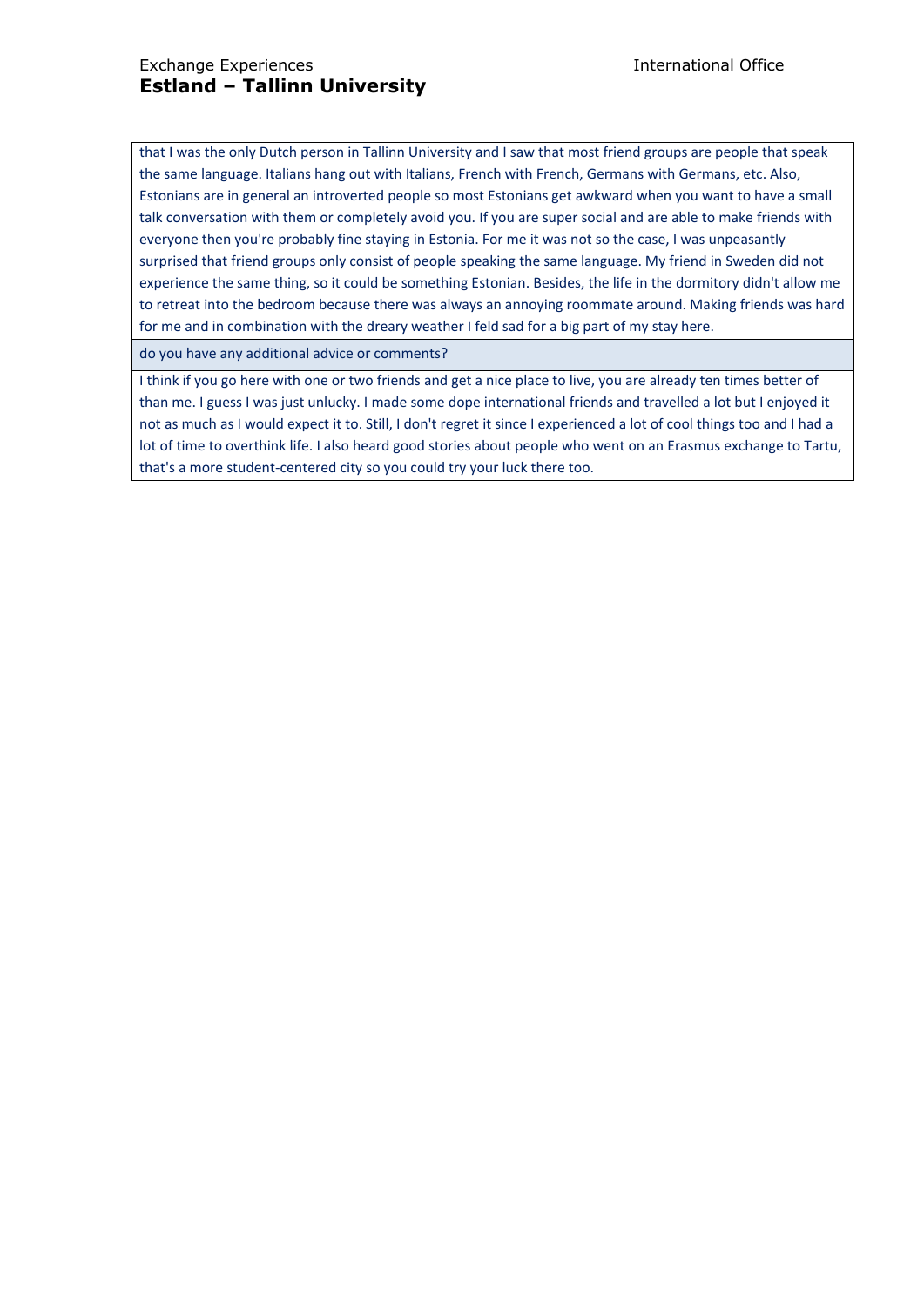that I was the only Dutch person in Tallinn University and I saw that most friend groups are people that speak the same language. Italians hang out with Italians, French with French, Germans with Germans, etc. Also, Estonians are in general an introverted people so most Estonians get awkward when you want to have a small talk conversation with them or completely avoid you. If you are super social and are able to make friends with everyone then you're probably fine staying in Estonia. For me it was not so the case, I was unpeasantly surprised that friend groups only consist of people speaking the same language. My friend in Sweden did not experience the same thing, so it could be something Estonian. Besides, the life in the dormitory didn't allow me to retreat into the bedroom because there was always an annoying roommate around. Making friends was hard for me and in combination with the dreary weather I feld sad for a big part of my stay here.

| do you have any additional advice or comments? |
|---|
| I think if you go here with one or two friends and get a nice place to live, you are already ten times better of than me. I guess I was just unlucky. I made some dope international friends and travelled a lot but I enjoyed it not as much as I would expect it to. Still, I don't regret it since I experienced a lot of cool things too and I had a lot of time to overthink life. I also heard good stories about people who went on an Erasmus exchange to Tartu, that's a more student-centered city so you could try your luck there too. |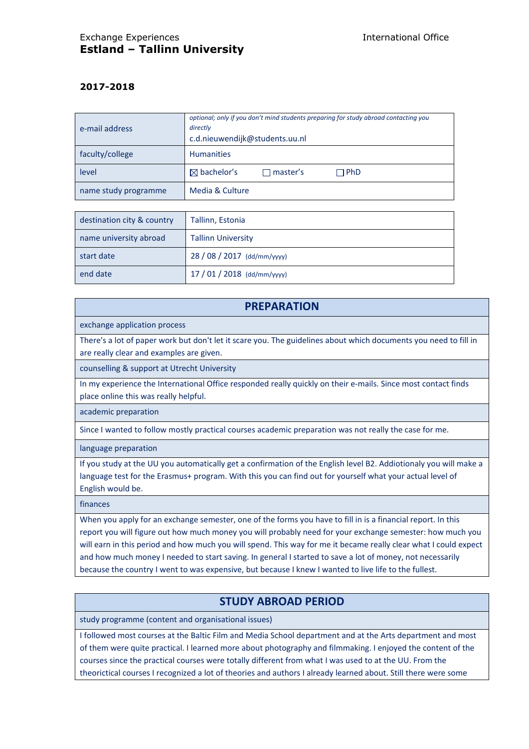Exchange Experiences
**Estland – Tallinn University**

International Office

**2017-2018**

| | |
|---|---|
| e-mail address | *optional; only if you don't mind students preparing for study abroad contacting you directly* c.d.nieuwendijk@students.uu.nl |
| faculty/college | Humanities |
| level | ☒ bachelor's ☐ master's ☐ PhD |
| name study programme | Media & Culture |

| | |
|---|---|
| destination city & country | Tallinn, Estonia |
| name university abroad | Tallinn University |
| start date | 28 / 08 / 2017 (dd/mm/yyyy) |
| end date | 17 / 01 / 2018 (dd/mm/yyyy) |

## PREPARATION

**exchange application process**

There's a lot of paper work but don't let it scare you. The guidelines about which documents you need to fill in are really clear and examples are given.

**counselling & support at Utrecht University**

In my experience the International Office responded really quickly on their e-mails. Since most contact finds place online this was really helpful.

**academic preparation**

Since I wanted to follow mostly practical courses academic preparation was not really the case for me.

**language preparation**

If you study at the UU you automatically get a confirmation of the English level B2. Addiotionaly you will make a language test for the Erasmus+ program. With this you can find out for yourself what your actual level of English would be.

**finances**

When you apply for an exchange semester, one of the forms you have to fill in is a financial report. In this report you will figure out how much money you will probably need for your exchange semester: how much you will earn in this period and how much you will spend. This way for me it became really clear what I could expect and how much money I needed to start saving. In general I started to save a lot of money, not necessarily because the country I went to was expensive, but because I knew I wanted to live life to the fullest.

## STUDY ABROAD PERIOD

**study programme (content and organisational issues)**

I followed most courses at the Baltic Film and Media School department and at the Arts department and most of them were quite practical. I learned more about photography and filmmaking. I enjoyed the content of the courses since the practical courses were totally different from what I was used to at the UU. From the theorictical courses I recognized a lot of theories and authors I already learned about. Still there were some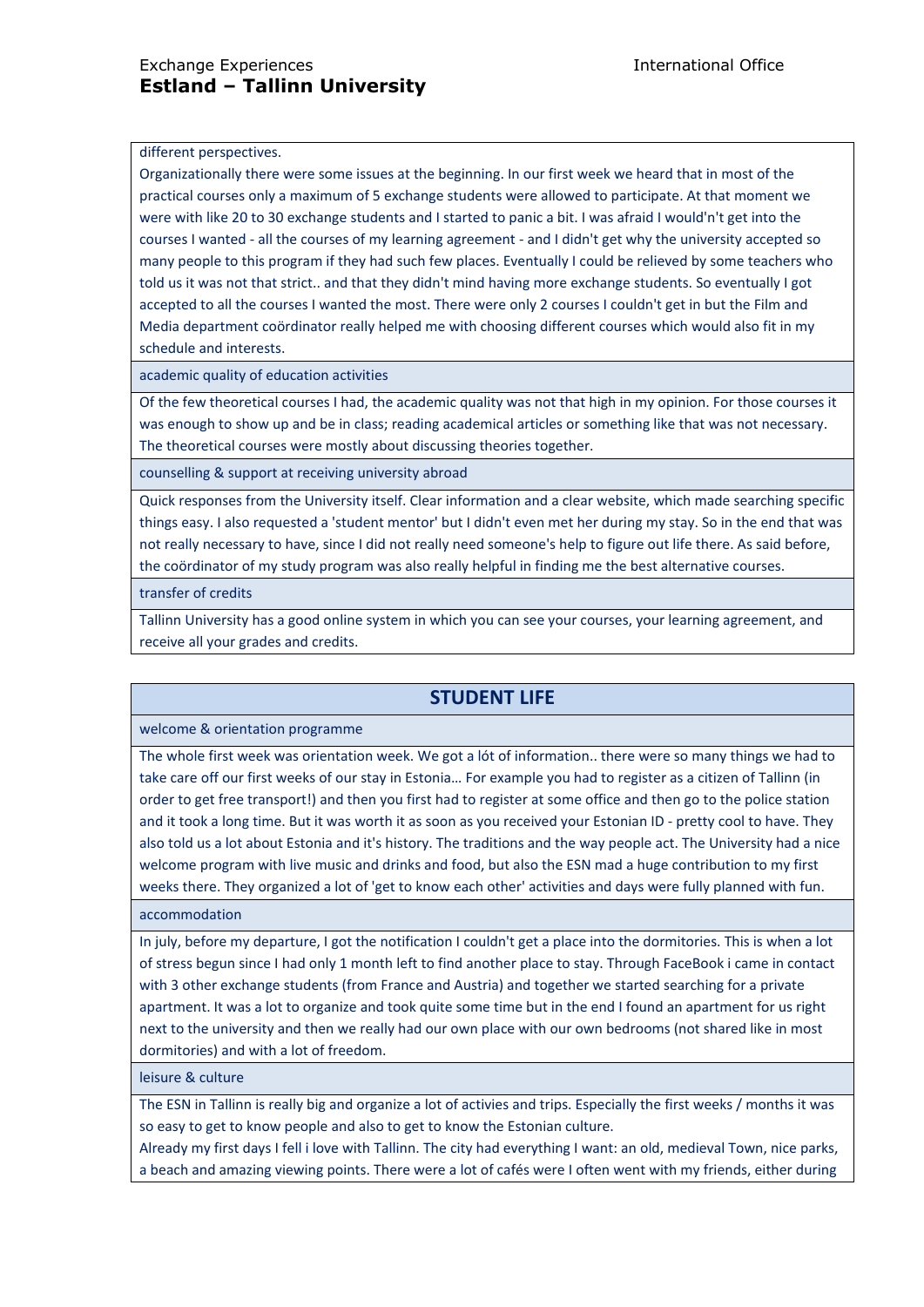different perspectives.
Organizationally there were some issues at the beginning. In our first week we heard that in most of the practical courses only a maximum of 5 exchange students were allowed to participate. At that moment we were with like 20 to 30 exchange students and I started to panic a bit. I was afraid I would'n't get into the courses I wanted - all the courses of my learning agreement - and I didn't get why the university accepted so many people to this program if they had such few places. Eventually I could be relieved by some teachers who told us it was not that strict.. and that they didn't mind having more exchange students. So eventually I got accepted to all the courses I wanted the most. There were only 2 courses I couldn't get in but the Film and Media department coördinator really helped me with choosing different courses which would also fit in my schedule and interests.

academic quality of education activities

Of the few theoretical courses I had, the academic quality was not that high in my opinion. For those courses it was enough to show up and be in class; reading academical articles or something like that was not necessary. The theoretical courses were mostly about discussing theories together.

counselling & support at receiving university abroad

Quick responses from the University itself. Clear information and a clear website, which made searching specific things easy. I also requested a 'student mentor' but I didn't even met her during my stay. So in the end that was not really necessary to have, since I did not really need someone's help to figure out life there. As said before, the coördinator of my study program was also really helpful in finding me the best alternative courses.

transfer of credits

Tallinn University has a good online system in which you can see your courses, your learning agreement, and receive all your grades and credits.

## STUDENT LIFE

welcome & orientation programme

The whole first week was orientation week. We got a lót of information.. there were so many things we had to take care off our first weeks of our stay in Estonia… For example you had to register as a citizen of Tallinn (in order to get free transport!) and then you first had to register at some office and then go to the police station and it took a long time. But it was worth it as soon as you received your Estonian ID - pretty cool to have. They also told us a lot about Estonia and it's history. The traditions and the way people act. The University had a nice welcome program with live music and drinks and food, but also the ESN mad a huge contribution to my first weeks there. They organized a lot of 'get to know each other' activities and days were fully planned with fun.

accommodation

In july, before my departure, I got the notification I couldn't get a place into the dormitories. This is when a lot of stress begun since I had only 1 month left to find another place to stay. Through FaceBook i came in contact with 3 other exchange students (from France and Austria) and together we started searching for a private apartment. It was a lot to organize and took quite some time but in the end I found an apartment for us right next to the university and then we really had our own place with our own bedrooms (not shared like in most dormitories) and with a lot of freedom.

leisure & culture

The ESN in Tallinn is really big and organize a lot of activies and trips. Especially the first weeks / months it was so easy to get to know people and also to get to know the Estonian culture.
Already my first days I fell i love with Tallinn. The city had everything I want: an old, medieval Town, nice parks, a beach and amazing viewing points. There were a lot of cafés were I often went with my friends, either during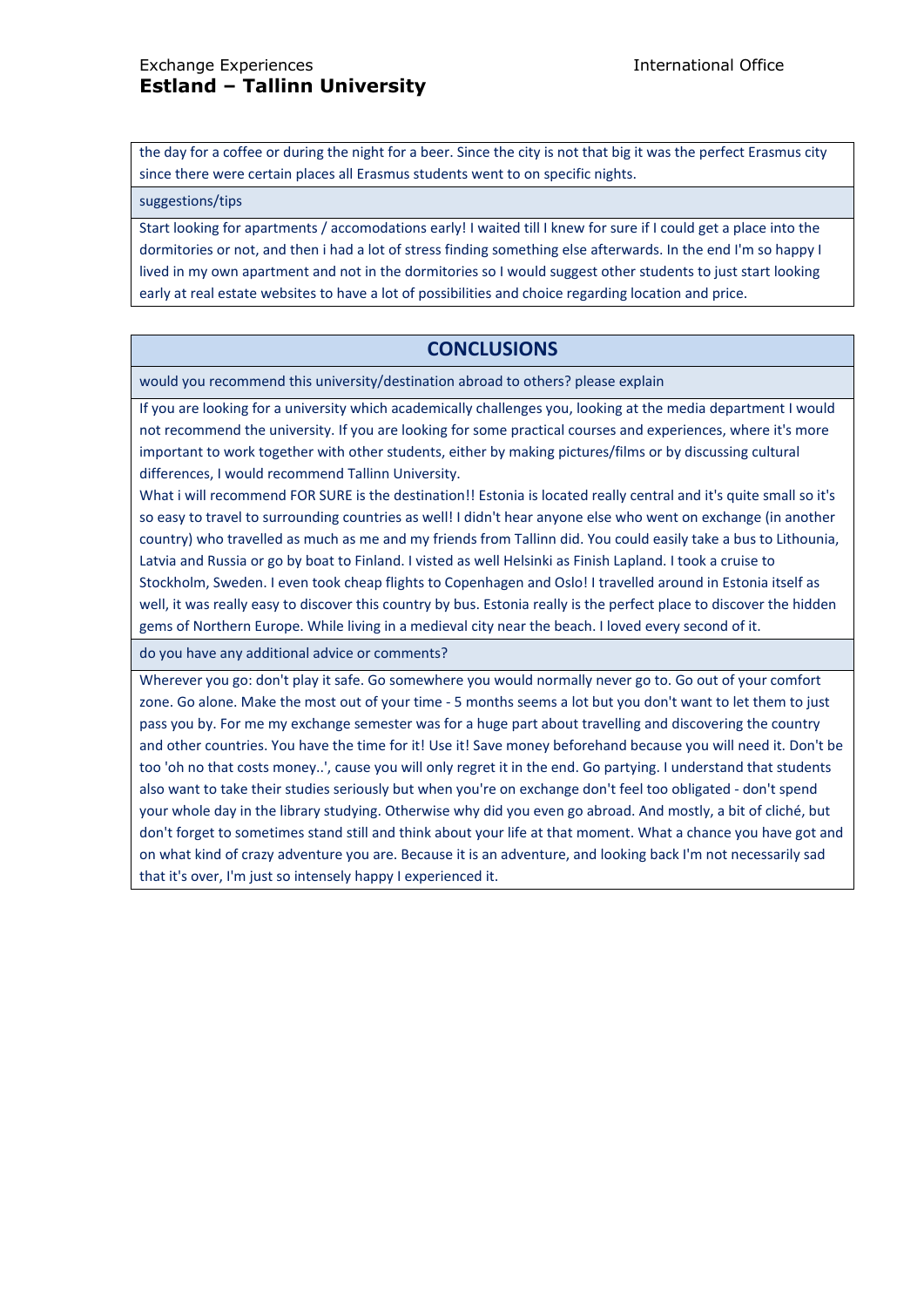the day for a coffee or during the night for a beer. Since the city is not that big it was the perfect Erasmus city since there were certain places all Erasmus students went to on specific nights.

suggestions/tips

Start looking for apartments / accomodations early! I waited till I knew for sure if I could get a place into the dormitories or not, and then i had a lot of stress finding something else afterwards. In the end I'm so happy I lived in my own apartment and not in the dormitories so I would suggest other students to just start looking early at real estate websites to have a lot of possibilities and choice regarding location and price.

## CONCLUSIONS

would you recommend this university/destination abroad to others? please explain

If you are looking for a university which academically challenges you, looking at the media department I would not recommend the university. If you are looking for some practical courses and experiences, where it's more important to work together with other students, either by making pictures/films or by discussing cultural differences, I would recommend Tallinn University.

What i will recommend FOR SURE is the destination!! Estonia is located really central and it's quite small so it's so easy to travel to surrounding countries as well! I didn't hear anyone else who went on exchange (in another country) who travelled as much as me and my friends from Tallinn did. You could easily take a bus to Lithounia, Latvia and Russia or go by boat to Finland. I visted as well Helsinki as Finish Lapland. I took a cruise to Stockholm, Sweden. I even took cheap flights to Copenhagen and Oslo! I travelled around in Estonia itself as well, it was really easy to discover this country by bus. Estonia really is the perfect place to discover the hidden gems of Northern Europe. While living in a medieval city near the beach. I loved every second of it.

do you have any additional advice or comments?

Wherever you go: don't play it safe. Go somewhere you would normally never go to. Go out of your comfort zone. Go alone. Make the most out of your time - 5 months seems a lot but you don't want to let them to just pass you by. For me my exchange semester was for a huge part about travelling and discovering the country and other countries. You have the time for it! Use it! Save money beforehand because you will need it. Don't be too 'oh no that costs money..', cause you will only regret it in the end. Go partying. I understand that students also want to take their studies seriously but when you're on exchange don't feel too obligated - don't spend your whole day in the library studying. Otherwise why did you even go abroad. And mostly, a bit of cliché, but don't forget to sometimes stand still and think about your life at that moment. What a chance you have got and on what kind of crazy adventure you are. Because it is an adventure, and looking back I'm not necessarily sad that it's over, I'm just so intensely happy I experienced it.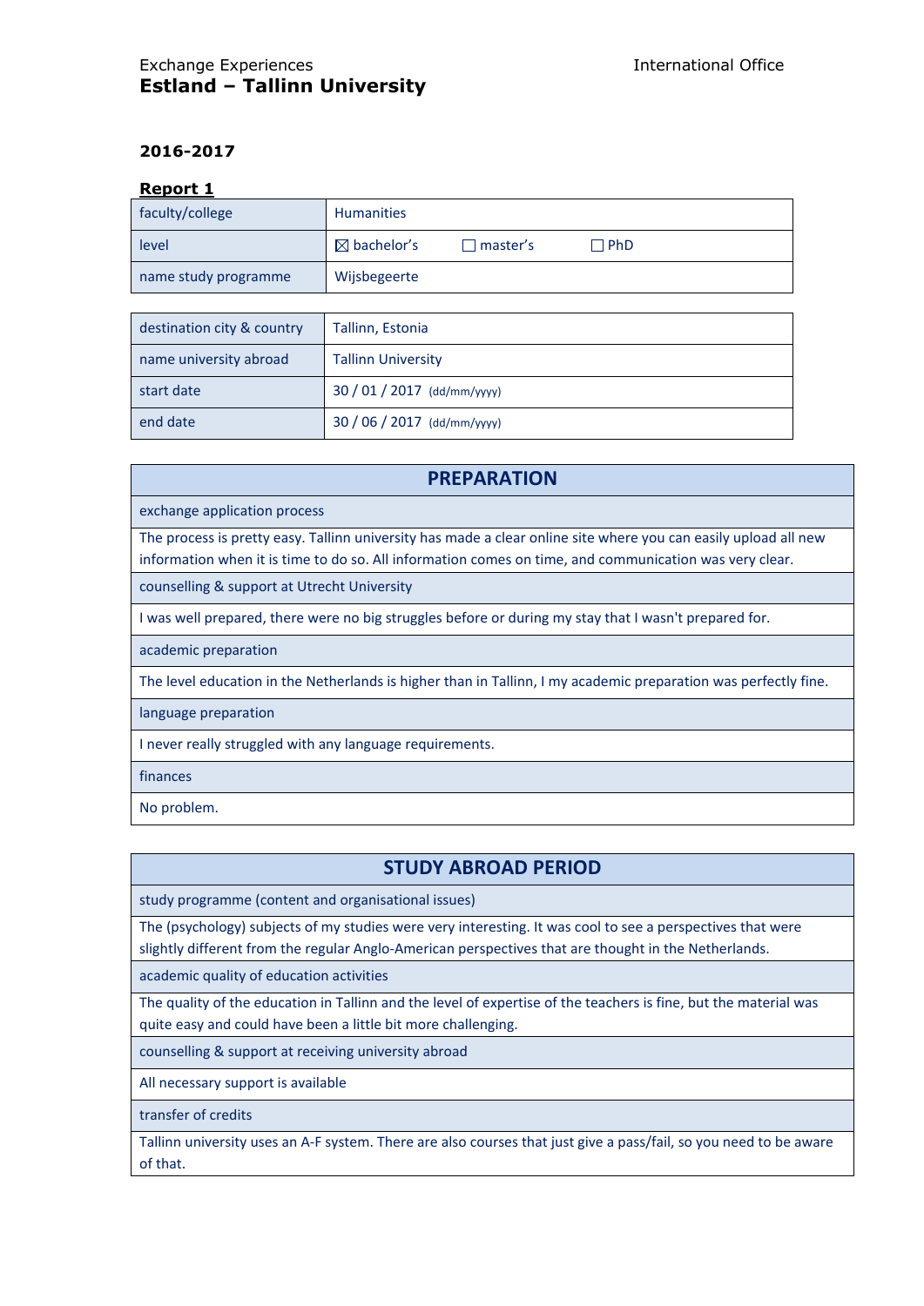Exchange Experiences

**Estland – Tallinn University**

International Office

**2016-2017**

**Report 1**

| faculty/college | Humanities |
|---|---|
| level | ☒ bachelor's ☐ master's ☐ PhD |
| name study programme | Wijsbegeerte |

| destination city & country | Tallinn, Estonia |
|---|---|
| name university abroad | Tallinn University |
| start date | 30 / 01 / 2017 (dd/mm/yyyy) |
| end date | 30 / 06 / 2017 (dd/mm/yyyy) |

## PREPARATION

**exchange application process**

The process is pretty easy. Tallinn university has made a clear online site where you can easily upload all new information when it is time to do so. All information comes on time, and communication was very clear.

**counselling & support at Utrecht University**

I was well prepared, there were no big struggles before or during my stay that I wasn't prepared for.

**academic preparation**

The level education in the Netherlands is higher than in Tallinn, I my academic preparation was perfectly fine.

**language preparation**

I never really struggled with any language requirements.

**finances**

No problem.

## STUDY ABROAD PERIOD

**study programme (content and organisational issues)**

The (psychology) subjects of my studies were very interesting. It was cool to see a perspectives that were slightly different from the regular Anglo-American perspectives that are thought in the Netherlands.

**academic quality of education activities**

The quality of the education in Tallinn and the level of expertise of the teachers is fine, but the material was quite easy and could have been a little bit more challenging.

**counselling & support at receiving university abroad**

All necessary support is available

**transfer of credits**

Tallinn university uses an A-F system. There are also courses that just give a pass/fail, so you need to be aware of that.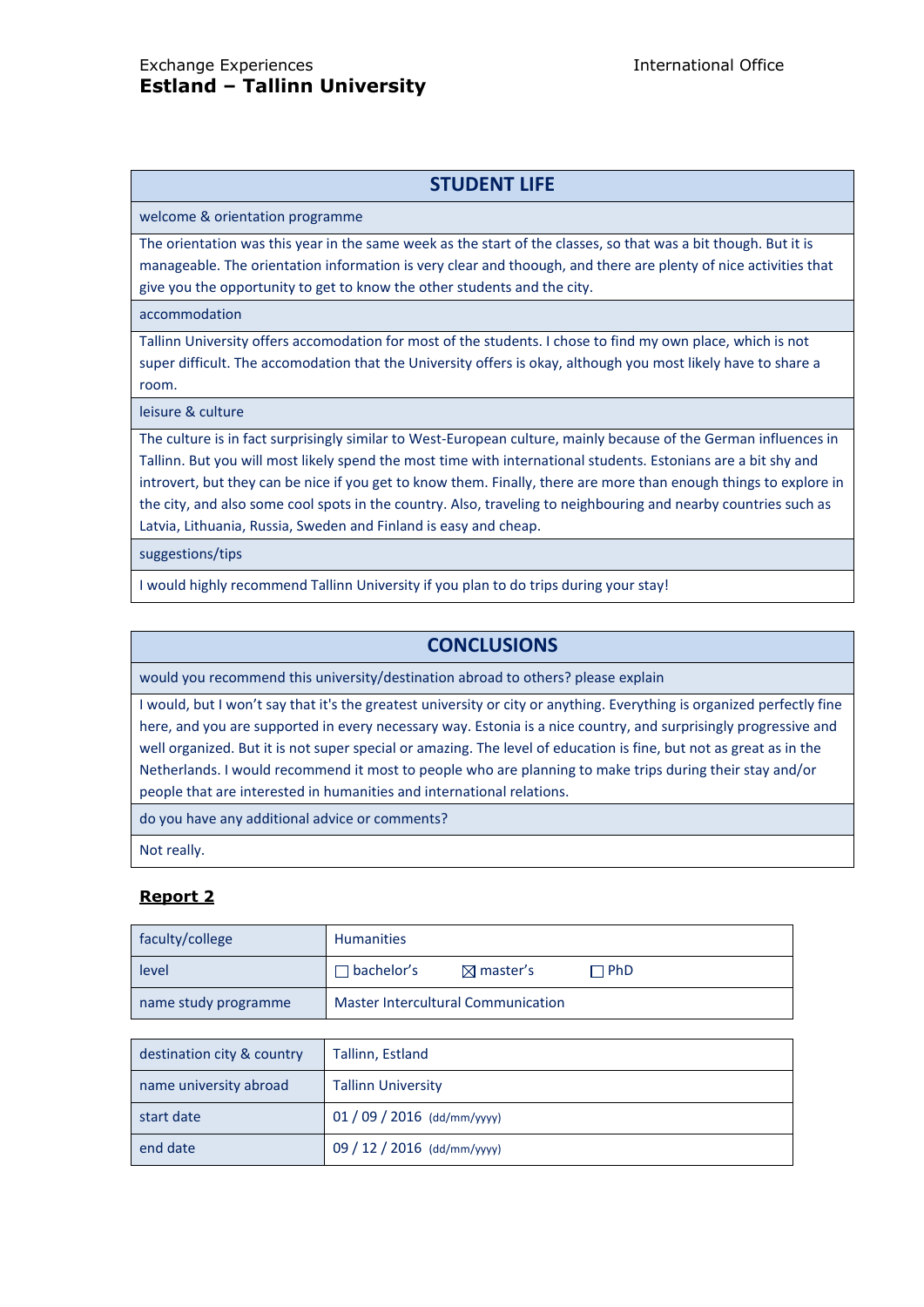## STUDENT LIFE

| welcome & orientation programme |
|---|
| The orientation was this year in the same week as the start of the classes, so that was a bit though. But it is manageable. The orientation information is very clear and thoough, and there are plenty of nice activities that give you the opportunity to get to know the other students and the city. |
| **accommodation** |
| Tallinn University offers accomodation for most of the students. I chose to find my own place, which is not super difficult. The accomodation that the University offers is okay, although you most likely have to share a room. |
| **leisure & culture** |
| The culture is in fact surprisingly similar to West-European culture, mainly because of the German influences in Tallinn. But you will most likely spend the most time with international students. Estonians are a bit shy and introvert, but they can be nice if you get to know them. Finally, there are more than enough things to explore in the city, and also some cool spots in the country. Also, traveling to neighbouring and nearby countries such as Latvia, Lithuania, Russia, Sweden and Finland is easy and cheap. |
| **suggestions/tips** |
| I would highly recommend Tallinn University if you plan to do trips during your stay! |

## CONCLUSIONS

| would you recommend this university/destination abroad to others? please explain |
|---|
| I would, but I won't say that it's the greatest university or city or anything. Everything is organized perfectly fine here, and you are supported in every necessary way. Estonia is a nice country, and surprisingly progressive and well organized. But it is not super special or amazing. The level of education is fine, but not as great as in the Netherlands. I would recommend it most to people who are planning to make trips during their stay and/or people that are interested in humanities and international relations. |
| **do you have any additional advice or comments?** |
| Not really. |

**Report 2**

| faculty/college | Humanities |
|---|---|
| level | ☐ bachelor's ☒ master's ☐ PhD |
| name study programme | Master Intercultural Communication |

| destination city & country | Tallinn, Estland |
|---|---|
| name university abroad | Tallinn University |
| start date | 01 / 09 / 2016 (dd/mm/yyyy) |
| end date | 09 / 12 / 2016 (dd/mm/yyyy) |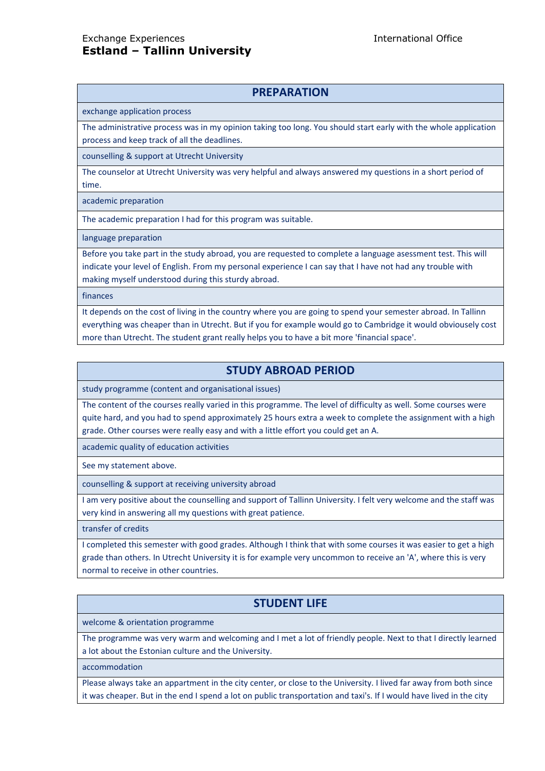Exchange Experiences

# Estland – Tallinn University

International Office

## PREPARATION

**exchange application process**

The administrative process was in my opinion taking too long. You should start early with the whole application process and keep track of all the deadlines.

**counselling & support at Utrecht University**

The counselor at Utrecht University was very helpful and always answered my questions in a short period of time.

**academic preparation**

The academic preparation I had for this program was suitable.

**language preparation**

Before you take part in the study abroad, you are requested to complete a language asessment test. This will indicate your level of English. From my personal experience I can say that I have not had any trouble with making myself understood during this sturdy abroad.

**finances**

It depends on the cost of living in the country where you are going to spend your semester abroad. In Tallinn everything was cheaper than in Utrecht. But if you for example would go to Cambridge it would obviousely cost more than Utrecht. The student grant really helps you to have a bit more 'financial space'.

## STUDY ABROAD PERIOD

**study programme (content and organisational issues)**

The content of the courses really varied in this programme. The level of difficulty as well. Some courses were quite hard, and you had to spend approximately 25 hours extra a week to complete the assignment with a high grade. Other courses were really easy and with a little effort you could get an A.

**academic quality of education activities**

See my statement above.

**counselling & support at receiving university abroad**

I am very positive about the counselling and support of Tallinn University. I felt very welcome and the staff was very kind in answering all my questions with great patience.

**transfer of credits**

I completed this semester with good grades. Although I think that with some courses it was easier to get a high grade than others. In Utrecht University it is for example very uncommon to receive an 'A', where this is very normal to receive in other countries.

## STUDENT LIFE

**welcome & orientation programme**

The programme was very warm and welcoming and I met a lot of friendly people. Next to that I directly learned a lot about the Estonian culture and the University.

**accommodation**

Please always take an appartment in the city center, or close to the University. I lived far away from both since it was cheaper. But in the end I spend a lot on public transportation and taxi's. If I would have lived in the city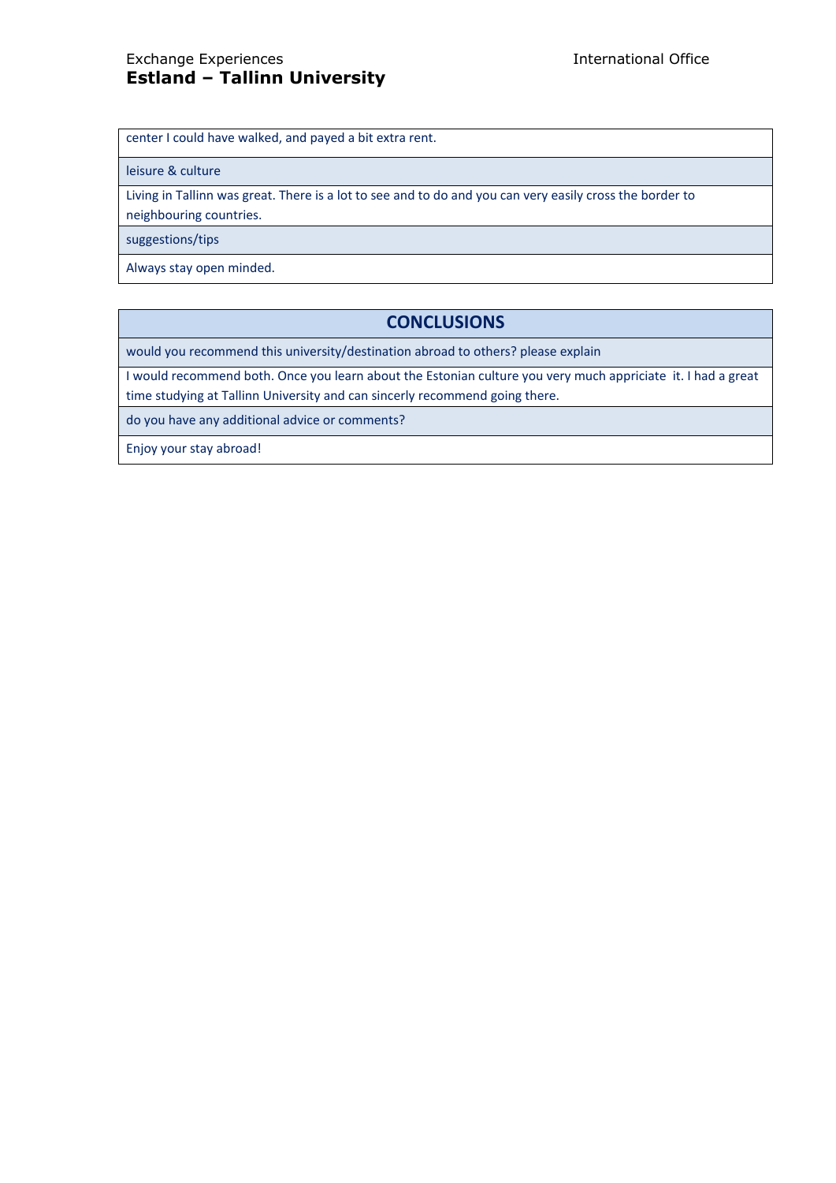center I could have walked, and payed a bit extra rent.

leisure & culture

Living in Tallinn was great. There is a lot to see and to do and you can very easily cross the border to neighbouring countries.

suggestions/tips

Always stay open minded.

## CONCLUSIONS

would you recommend this university/destination abroad to others? please explain

I would recommend both. Once you learn about the Estonian culture you very much appriciate it. I had a great time studying at Tallinn University and can sincerly recommend going there.

do you have any additional advice or comments?

Enjoy your stay abroad!